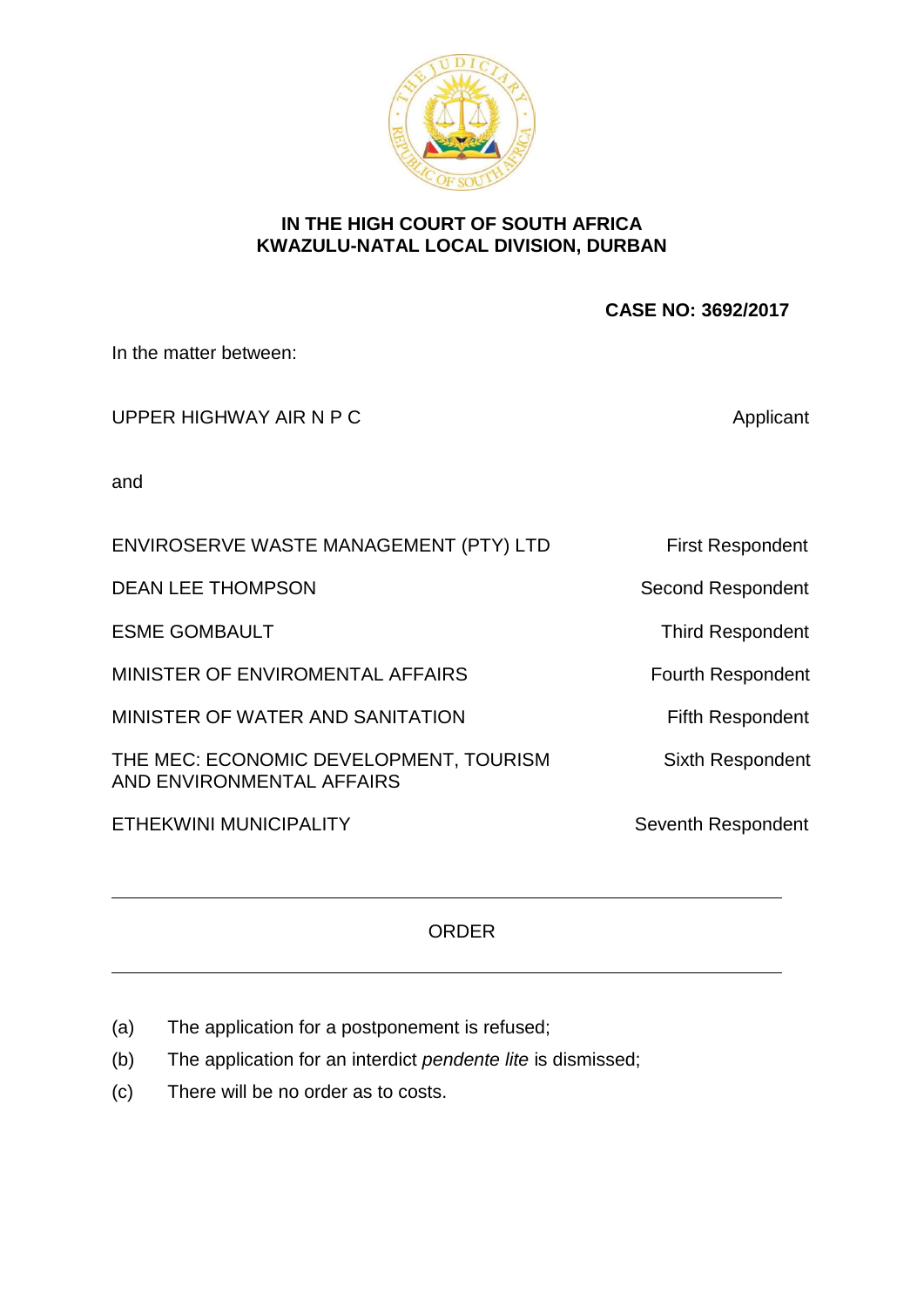**IN THE HIGH COURT OF SOUTH AFRICA**
**KWAZULU-NATAL LOCAL DIVISION, DURBAN**

**CASE NO: 3692/2017**

In the matter between:

| | |
|---|---|
| UPPER HIGHWAY AIR N P C | Applicant |
| and | |
| ENVIROSERVE WASTE MANAGEMENT (PTY) LTD | First Respondent |
| DEAN LEE THOMPSON | Second Respondent |
| ESME GOMBAULT | Third Respondent |
| MINISTER OF ENVIROMENTAL AFFAIRS | Fourth Respondent |
| MINISTER OF WATER AND SANITATION | Fifth Respondent |
| THE MEC: ECONOMIC DEVELOPMENT, TOURISM AND ENVIRONMENTAL AFFAIRS | Sixth Respondent |
| ETHEKWINI MUNICIPALITY | Seventh Respondent |

---

ORDER

---

(a) The application for a postponement is refused;

(b) The application for an interdict *pendente lite* is dismissed;

(c) There will be no order as to costs.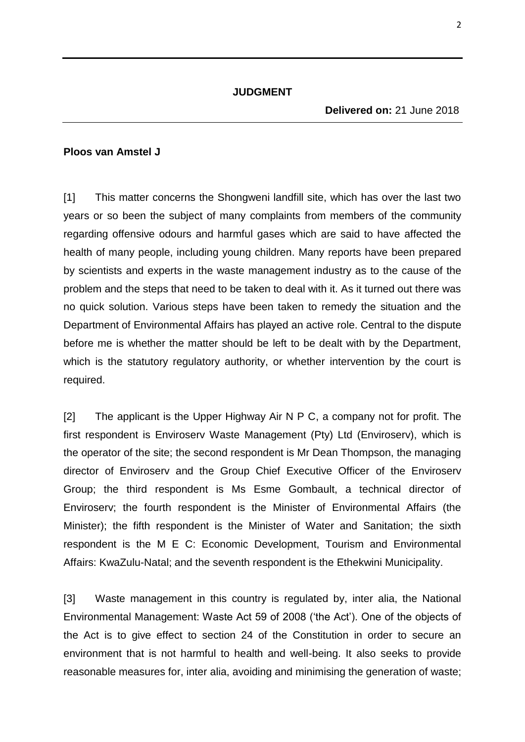**JUDGMENT**

**Delivered on:** 21 June 2018

**Ploos van Amstel J**

[1] This matter concerns the Shongweni landfill site, which has over the last two years or so been the subject of many complaints from members of the community regarding offensive odours and harmful gases which are said to have affected the health of many people, including young children. Many reports have been prepared by scientists and experts in the waste management industry as to the cause of the problem and the steps that need to be taken to deal with it. As it turned out there was no quick solution. Various steps have been taken to remedy the situation and the Department of Environmental Affairs has played an active role. Central to the dispute before me is whether the matter should be left to be dealt with by the Department, which is the statutory regulatory authority, or whether intervention by the court is required.

[2] The applicant is the Upper Highway Air N P C, a company not for profit. The first respondent is Enviroserv Waste Management (Pty) Ltd (Enviroserv), which is the operator of the site; the second respondent is Mr Dean Thompson, the managing director of Enviroserv and the Group Chief Executive Officer of the Enviroserv Group; the third respondent is Ms Esme Gombault, a technical director of Enviroserv; the fourth respondent is the Minister of Environmental Affairs (the Minister); the fifth respondent is the Minister of Water and Sanitation; the sixth respondent is the M E C: Economic Development, Tourism and Environmental Affairs: KwaZulu-Natal; and the seventh respondent is the Ethekwini Municipality.

[3] Waste management in this country is regulated by, inter alia, the National Environmental Management: Waste Act 59 of 2008 ('the Act'). One of the objects of the Act is to give effect to section 24 of the Constitution in order to secure an environment that is not harmful to health and well-being. It also seeks to provide reasonable measures for, inter alia, avoiding and minimising the generation of waste;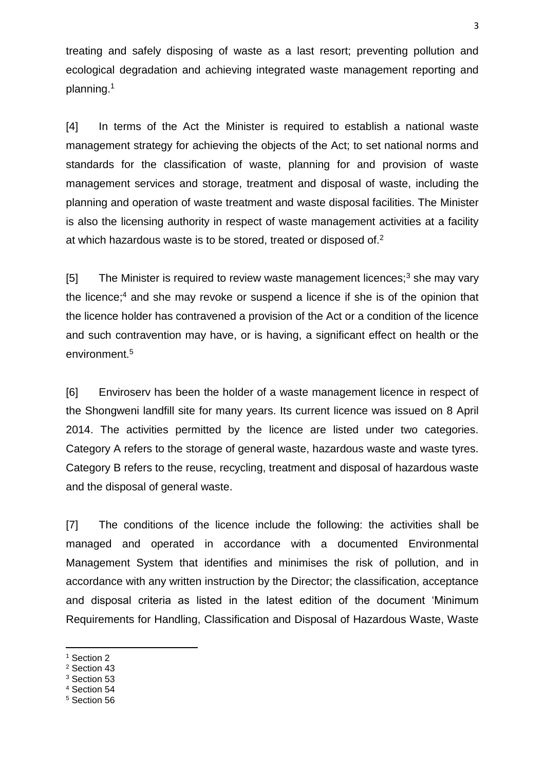treating and safely disposing of waste as a last resort; preventing pollution and ecological degradation and achieving integrated waste management reporting and planning.[1]

[4] In terms of the Act the Minister is required to establish a national waste management strategy for achieving the objects of the Act; to set national norms and standards for the classification of waste, planning for and provision of waste management services and storage, treatment and disposal of waste, including the planning and operation of waste treatment and waste disposal facilities. The Minister is also the licensing authority in respect of waste management activities at a facility at which hazardous waste is to be stored, treated or disposed of.[2]

[5] The Minister is required to review waste management licences;[3] she may vary the licence;[4] and she may revoke or suspend a licence if she is of the opinion that the licence holder has contravened a provision of the Act or a condition of the licence and such contravention may have, or is having, a significant effect on health or the environment.[5]

[6] Enviroserv has been the holder of a waste management licence in respect of the Shongweni landfill site for many years. Its current licence was issued on 8 April 2014. The activities permitted by the licence are listed under two categories. Category A refers to the storage of general waste, hazardous waste and waste tyres. Category B refers to the reuse, recycling, treatment and disposal of hazardous waste and the disposal of general waste.

[7] The conditions of the licence include the following: the activities shall be managed and operated in accordance with a documented Environmental Management System that identifies and minimises the risk of pollution, and in accordance with any written instruction by the Director; the classification, acceptance and disposal criteria as listed in the latest edition of the document 'Minimum Requirements for Handling, Classification and Disposal of Hazardous Waste, Waste

---

[1] Section 2
[2] Section 43
[3] Section 53
[4] Section 54
[5] Section 56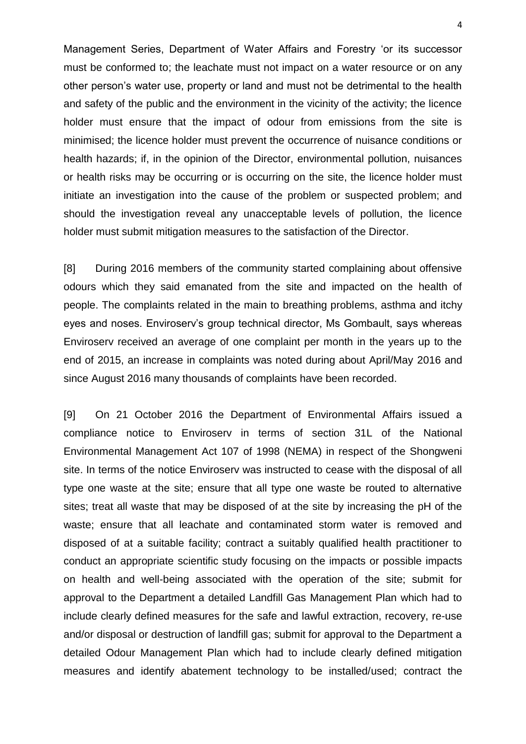Management Series, Department of Water Affairs and Forestry 'or its successor must be conformed to; the leachate must not impact on a water resource or on any other person's water use, property or land and must not be detrimental to the health and safety of the public and the environment in the vicinity of the activity; the licence holder must ensure that the impact of odour from emissions from the site is minimised; the licence holder must prevent the occurrence of nuisance conditions or health hazards; if, in the opinion of the Director, environmental pollution, nuisances or health risks may be occurring or is occurring on the site, the licence holder must initiate an investigation into the cause of the problem or suspected problem; and should the investigation reveal any unacceptable levels of pollution, the licence holder must submit mitigation measures to the satisfaction of the Director.

[8] During 2016 members of the community started complaining about offensive odours which they said emanated from the site and impacted on the health of people. The complaints related in the main to breathing problems, asthma and itchy eyes and noses. Enviroserv's group technical director, Ms Gombault, says whereas Enviroserv received an average of one complaint per month in the years up to the end of 2015, an increase in complaints was noted during about April/May 2016 and since August 2016 many thousands of complaints have been recorded.

[9] On 21 October 2016 the Department of Environmental Affairs issued a compliance notice to Enviroserv in terms of section 31L of the National Environmental Management Act 107 of 1998 (NEMA) in respect of the Shongweni site. In terms of the notice Enviroserv was instructed to cease with the disposal of all type one waste at the site; ensure that all type one waste be routed to alternative sites; treat all waste that may be disposed of at the site by increasing the pH of the waste; ensure that all leachate and contaminated storm water is removed and disposed of at a suitable facility; contract a suitably qualified health practitioner to conduct an appropriate scientific study focusing on the impacts or possible impacts on health and well-being associated with the operation of the site; submit for approval to the Department a detailed Landfill Gas Management Plan which had to include clearly defined measures for the safe and lawful extraction, recovery, re-use and/or disposal or destruction of landfill gas; submit for approval to the Department a detailed Odour Management Plan which had to include clearly defined mitigation measures and identify abatement technology to be installed/used; contract the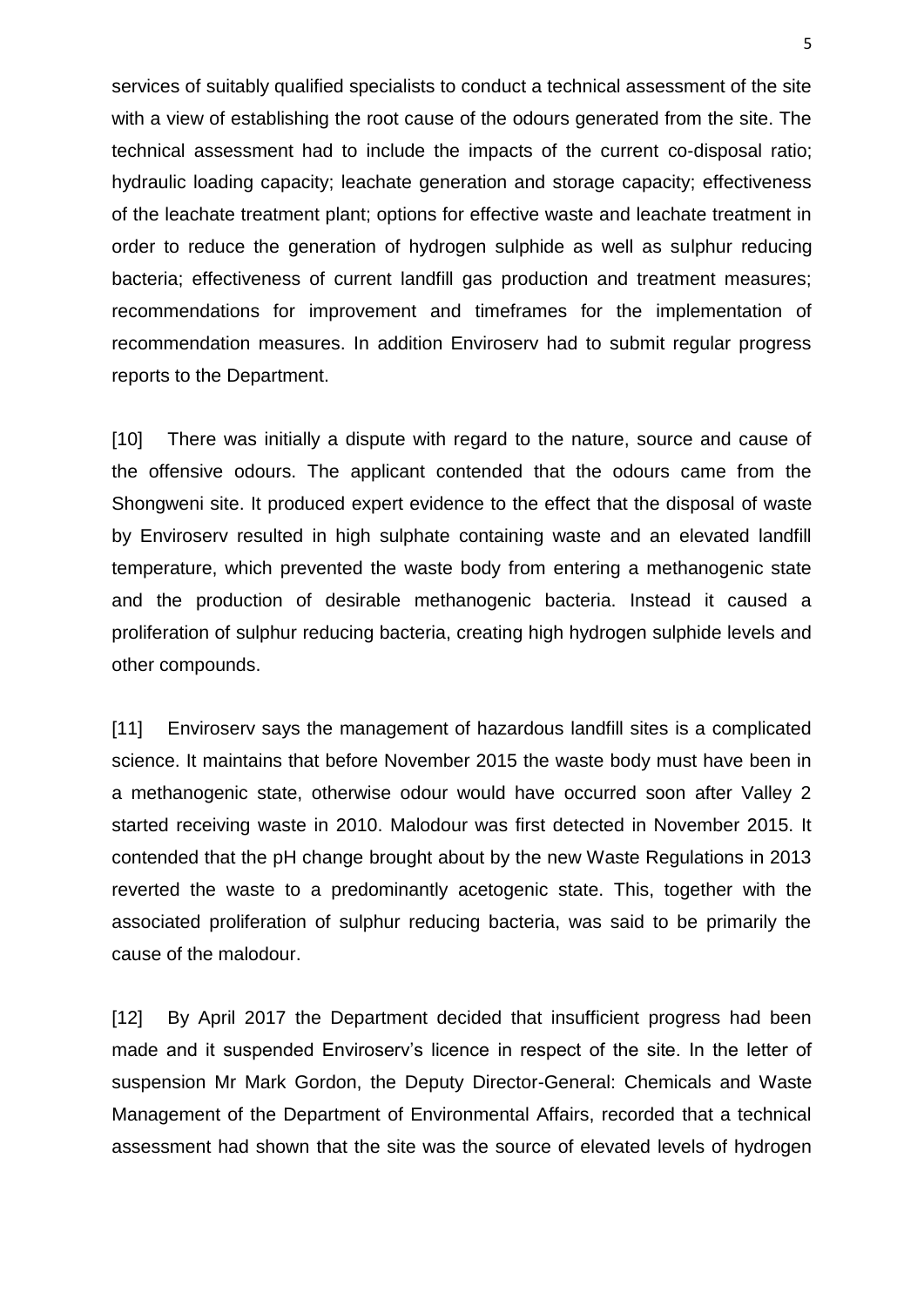services of suitably qualified specialists to conduct a technical assessment of the site with a view of establishing the root cause of the odours generated from the site. The technical assessment had to include the impacts of the current co-disposal ratio; hydraulic loading capacity; leachate generation and storage capacity; effectiveness of the leachate treatment plant; options for effective waste and leachate treatment in order to reduce the generation of hydrogen sulphide as well as sulphur reducing bacteria; effectiveness of current landfill gas production and treatment measures; recommendations for improvement and timeframes for the implementation of recommendation measures. In addition Enviroserv had to submit regular progress reports to the Department.

[10] There was initially a dispute with regard to the nature, source and cause of the offensive odours. The applicant contended that the odours came from the Shongweni site. It produced expert evidence to the effect that the disposal of waste by Enviroserv resulted in high sulphate containing waste and an elevated landfill temperature, which prevented the waste body from entering a methanogenic state and the production of desirable methanogenic bacteria. Instead it caused a proliferation of sulphur reducing bacteria, creating high hydrogen sulphide levels and other compounds.

[11] Enviroserv says the management of hazardous landfill sites is a complicated science. It maintains that before November 2015 the waste body must have been in a methanogenic state, otherwise odour would have occurred soon after Valley 2 started receiving waste in 2010. Malodour was first detected in November 2015. It contended that the pH change brought about by the new Waste Regulations in 2013 reverted the waste to a predominantly acetogenic state. This, together with the associated proliferation of sulphur reducing bacteria, was said to be primarily the cause of the malodour.

[12] By April 2017 the Department decided that insufficient progress had been made and it suspended Enviroserv's licence in respect of the site. In the letter of suspension Mr Mark Gordon, the Deputy Director-General: Chemicals and Waste Management of the Department of Environmental Affairs, recorded that a technical assessment had shown that the site was the source of elevated levels of hydrogen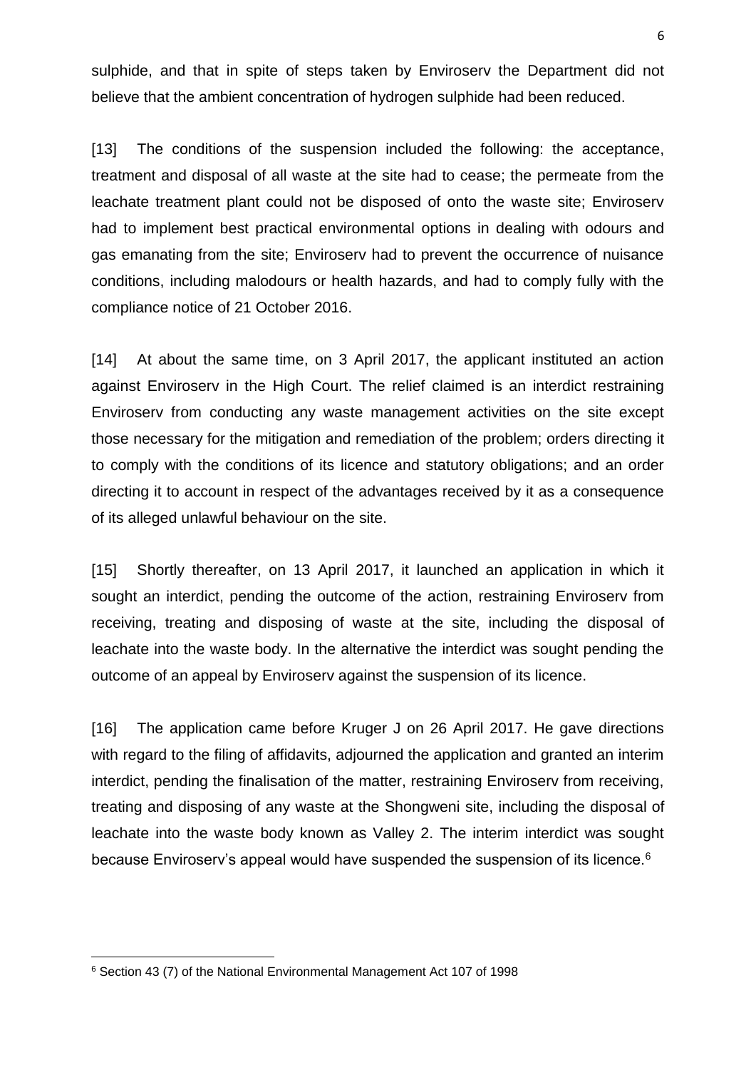sulphide, and that in spite of steps taken by Enviroserv the Department did not believe that the ambient concentration of hydrogen sulphide had been reduced.

[13] The conditions of the suspension included the following: the acceptance, treatment and disposal of all waste at the site had to cease; the permeate from the leachate treatment plant could not be disposed of onto the waste site; Enviroserv had to implement best practical environmental options in dealing with odours and gas emanating from the site; Enviroserv had to prevent the occurrence of nuisance conditions, including malodours or health hazards, and had to comply fully with the compliance notice of 21 October 2016.

[14] At about the same time, on 3 April 2017, the applicant instituted an action against Enviroserv in the High Court. The relief claimed is an interdict restraining Enviroserv from conducting any waste management activities on the site except those necessary for the mitigation and remediation of the problem; orders directing it to comply with the conditions of its licence and statutory obligations; and an order directing it to account in respect of the advantages received by it as a consequence of its alleged unlawful behaviour on the site.

[15] Shortly thereafter, on 13 April 2017, it launched an application in which it sought an interdict, pending the outcome of the action, restraining Enviroserv from receiving, treating and disposing of waste at the site, including the disposal of leachate into the waste body. In the alternative the interdict was sought pending the outcome of an appeal by Enviroserv against the suspension of its licence.

[16] The application came before Kruger J on 26 April 2017. He gave directions with regard to the filing of affidavits, adjourned the application and granted an interim interdict, pending the finalisation of the matter, restraining Enviroserv from receiving, treating and disposing of any waste at the Shongweni site, including the disposal of leachate into the waste body known as Valley 2. The interim interdict was sought because Enviroserv's appeal would have suspended the suspension of its licence.[6]

---

[6] Section 43 (7) of the National Environmental Management Act 107 of 1998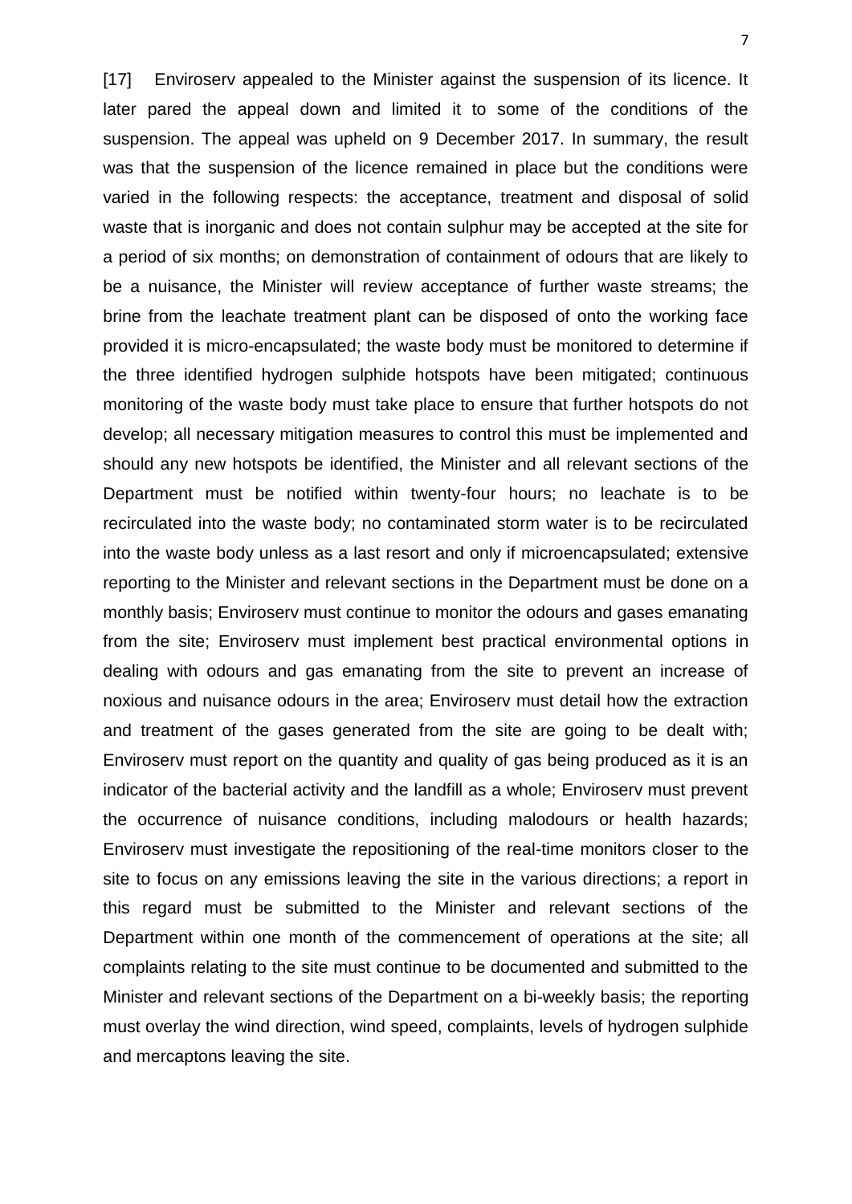[17] Enviroserv appealed to the Minister against the suspension of its licence. It later pared the appeal down and limited it to some of the conditions of the suspension. The appeal was upheld on 9 December 2017. In summary, the result was that the suspension of the licence remained in place but the conditions were varied in the following respects: the acceptance, treatment and disposal of solid waste that is inorganic and does not contain sulphur may be accepted at the site for a period of six months; on demonstration of containment of odours that are likely to be a nuisance, the Minister will review acceptance of further waste streams; the brine from the leachate treatment plant can be disposed of onto the working face provided it is micro-encapsulated; the waste body must be monitored to determine if the three identified hydrogen sulphide hotspots have been mitigated; continuous monitoring of the waste body must take place to ensure that further hotspots do not develop; all necessary mitigation measures to control this must be implemented and should any new hotspots be identified, the Minister and all relevant sections of the Department must be notified within twenty-four hours; no leachate is to be recirculated into the waste body; no contaminated storm water is to be recirculated into the waste body unless as a last resort and only if microencapsulated; extensive reporting to the Minister and relevant sections in the Department must be done on a monthly basis; Enviroserv must continue to monitor the odours and gases emanating from the site; Enviroserv must implement best practical environmental options in dealing with odours and gas emanating from the site to prevent an increase of noxious and nuisance odours in the area; Enviroserv must detail how the extraction and treatment of the gases generated from the site are going to be dealt with; Enviroserv must report on the quantity and quality of gas being produced as it is an indicator of the bacterial activity and the landfill as a whole; Enviroserv must prevent the occurrence of nuisance conditions, including malodours or health hazards; Enviroserv must investigate the repositioning of the real-time monitors closer to the site to focus on any emissions leaving the site in the various directions; a report in this regard must be submitted to the Minister and relevant sections of the Department within one month of the commencement of operations at the site; all complaints relating to the site must continue to be documented and submitted to the Minister and relevant sections of the Department on a bi-weekly basis; the reporting must overlay the wind direction, wind speed, complaints, levels of hydrogen sulphide and mercaptons leaving the site.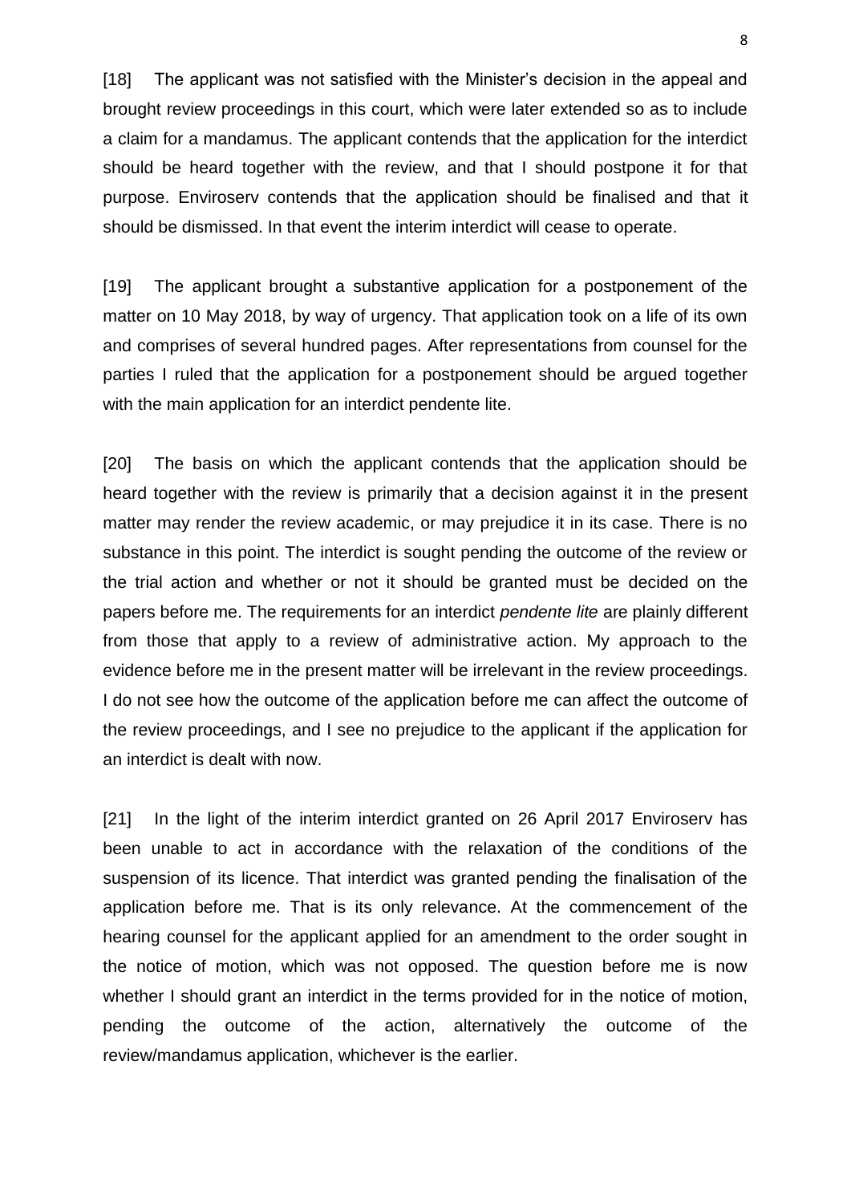[18] The applicant was not satisfied with the Minister's decision in the appeal and brought review proceedings in this court, which were later extended so as to include a claim for a mandamus. The applicant contends that the application for the interdict should be heard together with the review, and that I should postpone it for that purpose. Enviroserv contends that the application should be finalised and that it should be dismissed. In that event the interim interdict will cease to operate.

[19] The applicant brought a substantive application for a postponement of the matter on 10 May 2018, by way of urgency. That application took on a life of its own and comprises of several hundred pages. After representations from counsel for the parties I ruled that the application for a postponement should be argued together with the main application for an interdict pendente lite.

[20] The basis on which the applicant contends that the application should be heard together with the review is primarily that a decision against it in the present matter may render the review academic, or may prejudice it in its case. There is no substance in this point. The interdict is sought pending the outcome of the review or the trial action and whether or not it should be granted must be decided on the papers before me. The requirements for an interdict *pendente lite* are plainly different from those that apply to a review of administrative action. My approach to the evidence before me in the present matter will be irrelevant in the review proceedings. I do not see how the outcome of the application before me can affect the outcome of the review proceedings, and I see no prejudice to the applicant if the application for an interdict is dealt with now.

[21] In the light of the interim interdict granted on 26 April 2017 Enviroserv has been unable to act in accordance with the relaxation of the conditions of the suspension of its licence. That interdict was granted pending the finalisation of the application before me. That is its only relevance. At the commencement of the hearing counsel for the applicant applied for an amendment to the order sought in the notice of motion, which was not opposed. The question before me is now whether I should grant an interdict in the terms provided for in the notice of motion, pending the outcome of the action, alternatively the outcome of the review/mandamus application, whichever is the earlier.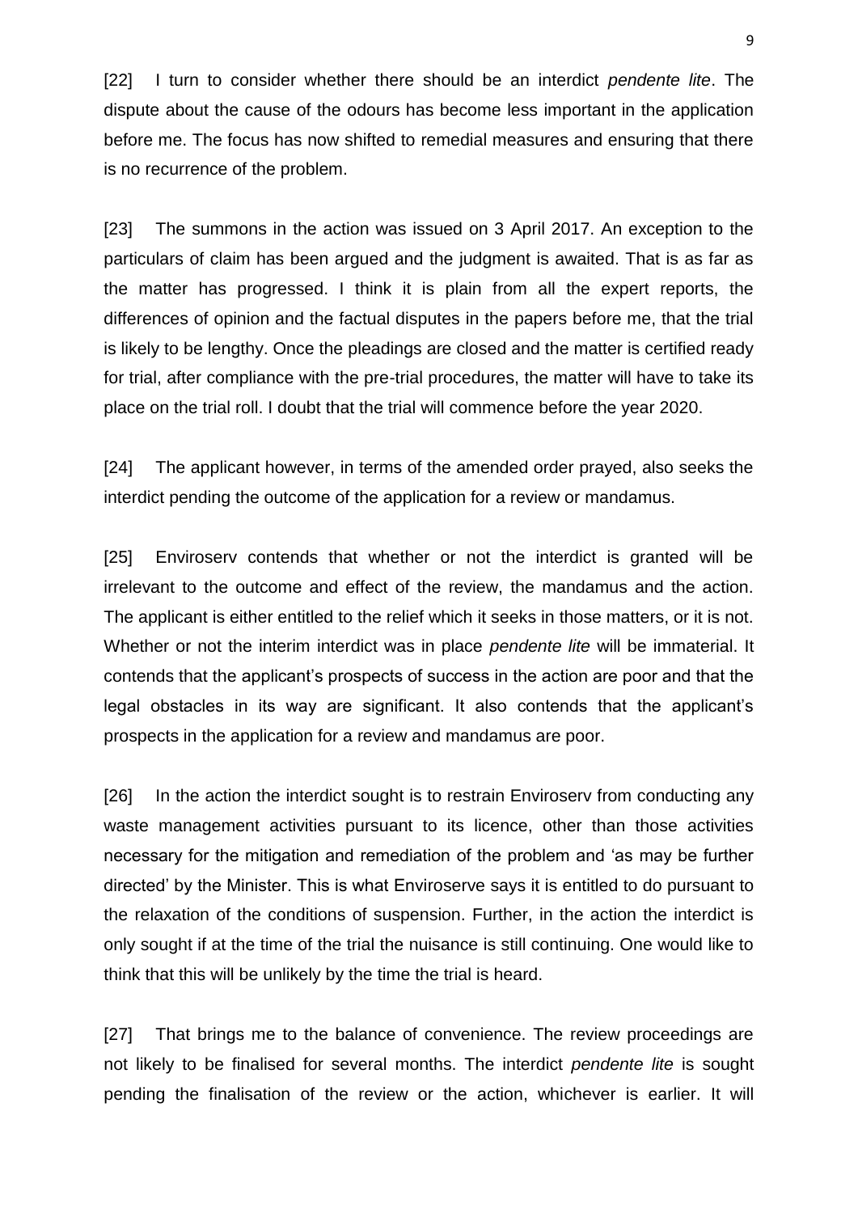[22] I turn to consider whether there should be an interdict *pendente lite*. The dispute about the cause of the odours has become less important in the application before me. The focus has now shifted to remedial measures and ensuring that there is no recurrence of the problem.

[23] The summons in the action was issued on 3 April 2017. An exception to the particulars of claim has been argued and the judgment is awaited. That is as far as the matter has progressed. I think it is plain from all the expert reports, the differences of opinion and the factual disputes in the papers before me, that the trial is likely to be lengthy. Once the pleadings are closed and the matter is certified ready for trial, after compliance with the pre-trial procedures, the matter will have to take its place on the trial roll. I doubt that the trial will commence before the year 2020.

[24] The applicant however, in terms of the amended order prayed, also seeks the interdict pending the outcome of the application for a review or mandamus.

[25] Enviroserv contends that whether or not the interdict is granted will be irrelevant to the outcome and effect of the review, the mandamus and the action. The applicant is either entitled to the relief which it seeks in those matters, or it is not. Whether or not the interim interdict was in place *pendente lite* will be immaterial. It contends that the applicant's prospects of success in the action are poor and that the legal obstacles in its way are significant. It also contends that the applicant's prospects in the application for a review and mandamus are poor.

[26] In the action the interdict sought is to restrain Enviroserv from conducting any waste management activities pursuant to its licence, other than those activities necessary for the mitigation and remediation of the problem and 'as may be further directed' by the Minister. This is what Enviroserve says it is entitled to do pursuant to the relaxation of the conditions of suspension. Further, in the action the interdict is only sought if at the time of the trial the nuisance is still continuing. One would like to think that this will be unlikely by the time the trial is heard.

[27] That brings me to the balance of convenience. The review proceedings are not likely to be finalised for several months. The interdict *pendente lite* is sought pending the finalisation of the review or the action, whichever is earlier. It will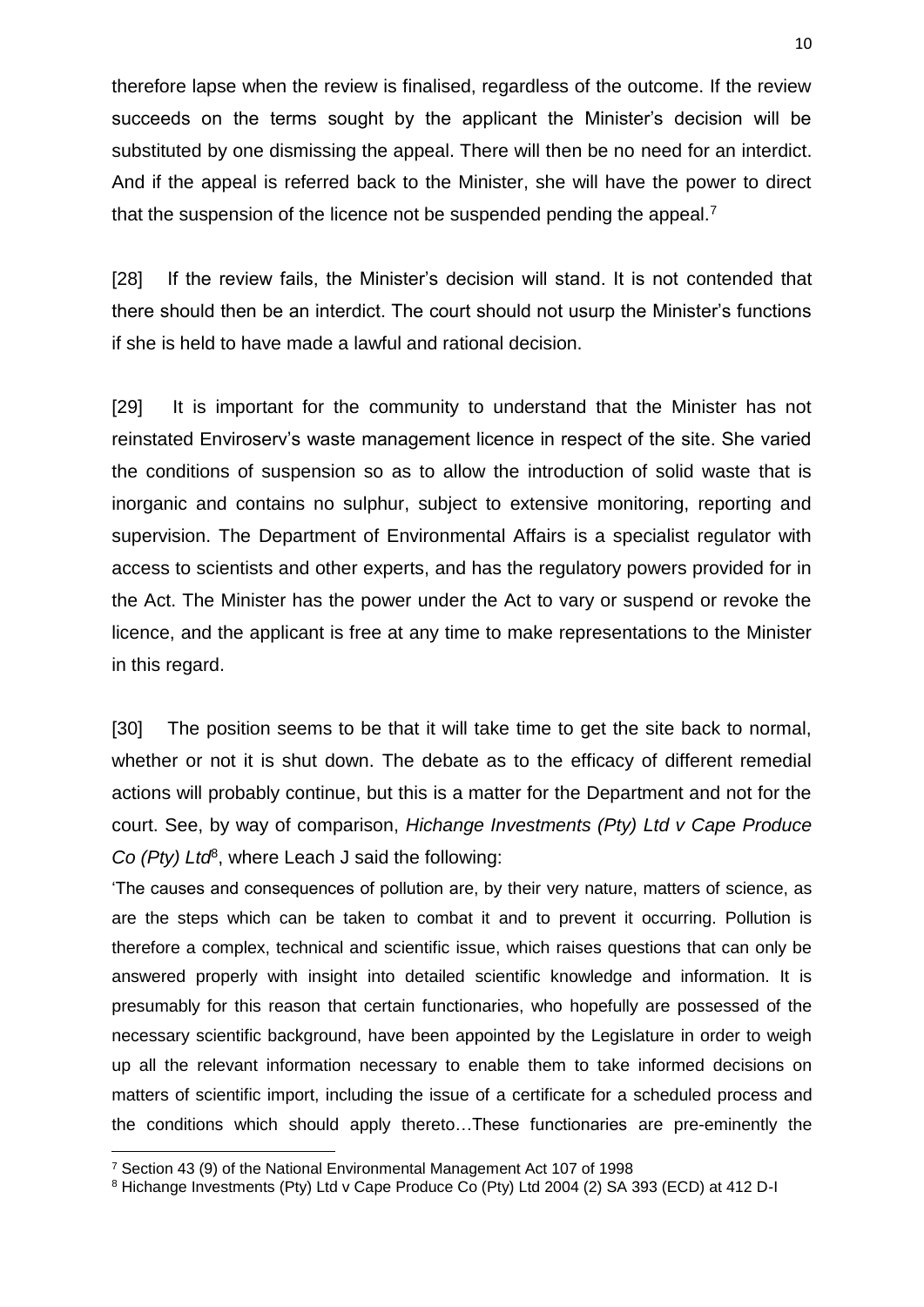therefore lapse when the review is finalised, regardless of the outcome. If the review succeeds on the terms sought by the applicant the Minister's decision will be substituted by one dismissing the appeal. There will then be no need for an interdict. And if the appeal is referred back to the Minister, she will have the power to direct that the suspension of the licence not be suspended pending the appeal.[7]

[28] If the review fails, the Minister's decision will stand. It is not contended that there should then be an interdict. The court should not usurp the Minister's functions if she is held to have made a lawful and rational decision.

[29] It is important for the community to understand that the Minister has not reinstated Enviroserv's waste management licence in respect of the site. She varied the conditions of suspension so as to allow the introduction of solid waste that is inorganic and contains no sulphur, subject to extensive monitoring, reporting and supervision. The Department of Environmental Affairs is a specialist regulator with access to scientists and other experts, and has the regulatory powers provided for in the Act. The Minister has the power under the Act to vary or suspend or revoke the licence, and the applicant is free at any time to make representations to the Minister in this regard.

[30] The position seems to be that it will take time to get the site back to normal, whether or not it is shut down. The debate as to the efficacy of different remedial actions will probably continue, but this is a matter for the Department and not for the court. See, by way of comparison, *Hichange Investments (Pty) Ltd v Cape Produce Co (Pty) Ltd*[8], where Leach J said the following:

'The causes and consequences of pollution are, by their very nature, matters of science, as are the steps which can be taken to combat it and to prevent it occurring. Pollution is therefore a complex, technical and scientific issue, which raises questions that can only be answered properly with insight into detailed scientific knowledge and information. It is presumably for this reason that certain functionaries, who hopefully are possessed of the necessary scientific background, have been appointed by the Legislature in order to weigh up all the relevant information necessary to enable them to take informed decisions on matters of scientific import, including the issue of a certificate for a scheduled process and the conditions which should apply thereto…These functionaries are pre-eminently the

---

[7] Section 43 (9) of the National Environmental Management Act 107 of 1998

[8] Hichange Investments (Pty) Ltd v Cape Produce Co (Pty) Ltd 2004 (2) SA 393 (ECD) at 412 D-I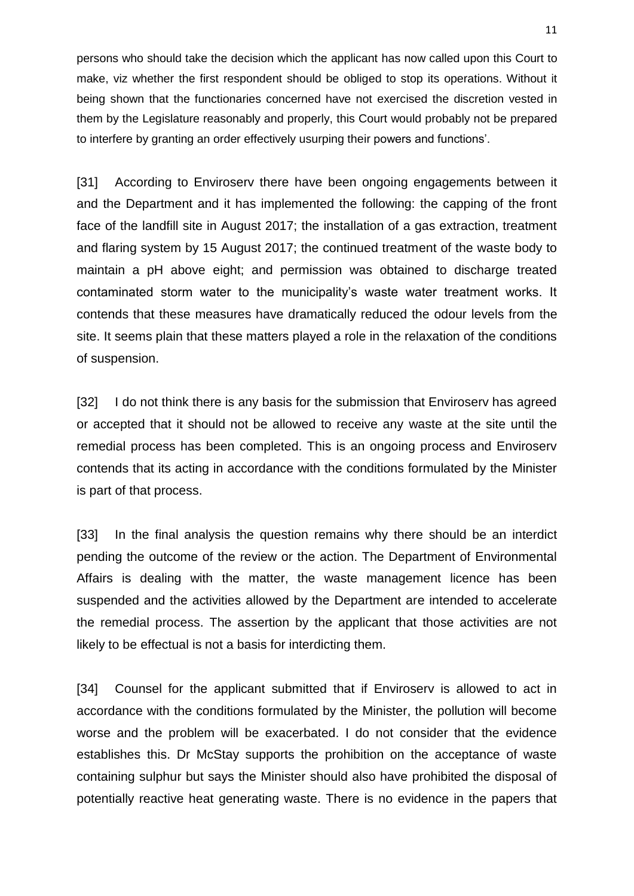persons who should take the decision which the applicant has now called upon this Court to make, viz whether the first respondent should be obliged to stop its operations. Without it being shown that the functionaries concerned have not exercised the discretion vested in them by the Legislature reasonably and properly, this Court would probably not be prepared to interfere by granting an order effectively usurping their powers and functions'.

[31] According to Enviroserv there have been ongoing engagements between it and the Department and it has implemented the following: the capping of the front face of the landfill site in August 2017; the installation of a gas extraction, treatment and flaring system by 15 August 2017; the continued treatment of the waste body to maintain a pH above eight; and permission was obtained to discharge treated contaminated storm water to the municipality's waste water treatment works. It contends that these measures have dramatically reduced the odour levels from the site. It seems plain that these matters played a role in the relaxation of the conditions of suspension.

[32] I do not think there is any basis for the submission that Enviroserv has agreed or accepted that it should not be allowed to receive any waste at the site until the remedial process has been completed. This is an ongoing process and Enviroserv contends that its acting in accordance with the conditions formulated by the Minister is part of that process.

[33] In the final analysis the question remains why there should be an interdict pending the outcome of the review or the action. The Department of Environmental Affairs is dealing with the matter, the waste management licence has been suspended and the activities allowed by the Department are intended to accelerate the remedial process. The assertion by the applicant that those activities are not likely to be effectual is not a basis for interdicting them.

[34] Counsel for the applicant submitted that if Enviroserv is allowed to act in accordance with the conditions formulated by the Minister, the pollution will become worse and the problem will be exacerbated. I do not consider that the evidence establishes this. Dr McStay supports the prohibition on the acceptance of waste containing sulphur but says the Minister should also have prohibited the disposal of potentially reactive heat generating waste. There is no evidence in the papers that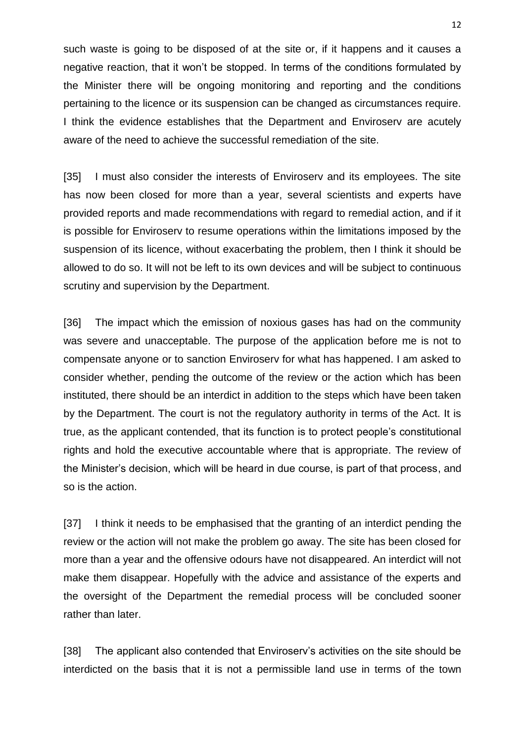such waste is going to be disposed of at the site or, if it happens and it causes a negative reaction, that it won't be stopped. In terms of the conditions formulated by the Minister there will be ongoing monitoring and reporting and the conditions pertaining to the licence or its suspension can be changed as circumstances require. I think the evidence establishes that the Department and Enviroserv are acutely aware of the need to achieve the successful remediation of the site.

[35] I must also consider the interests of Enviroserv and its employees. The site has now been closed for more than a year, several scientists and experts have provided reports and made recommendations with regard to remedial action, and if it is possible for Enviroserv to resume operations within the limitations imposed by the suspension of its licence, without exacerbating the problem, then I think it should be allowed to do so. It will not be left to its own devices and will be subject to continuous scrutiny and supervision by the Department.

[36] The impact which the emission of noxious gases has had on the community was severe and unacceptable. The purpose of the application before me is not to compensate anyone or to sanction Enviroserv for what has happened. I am asked to consider whether, pending the outcome of the review or the action which has been instituted, there should be an interdict in addition to the steps which have been taken by the Department. The court is not the regulatory authority in terms of the Act. It is true, as the applicant contended, that its function is to protect people's constitutional rights and hold the executive accountable where that is appropriate. The review of the Minister's decision, which will be heard in due course, is part of that process, and so is the action.

[37] I think it needs to be emphasised that the granting of an interdict pending the review or the action will not make the problem go away. The site has been closed for more than a year and the offensive odours have not disappeared. An interdict will not make them disappear. Hopefully with the advice and assistance of the experts and the oversight of the Department the remedial process will be concluded sooner rather than later.

[38] The applicant also contended that Enviroserv's activities on the site should be interdicted on the basis that it is not a permissible land use in terms of the town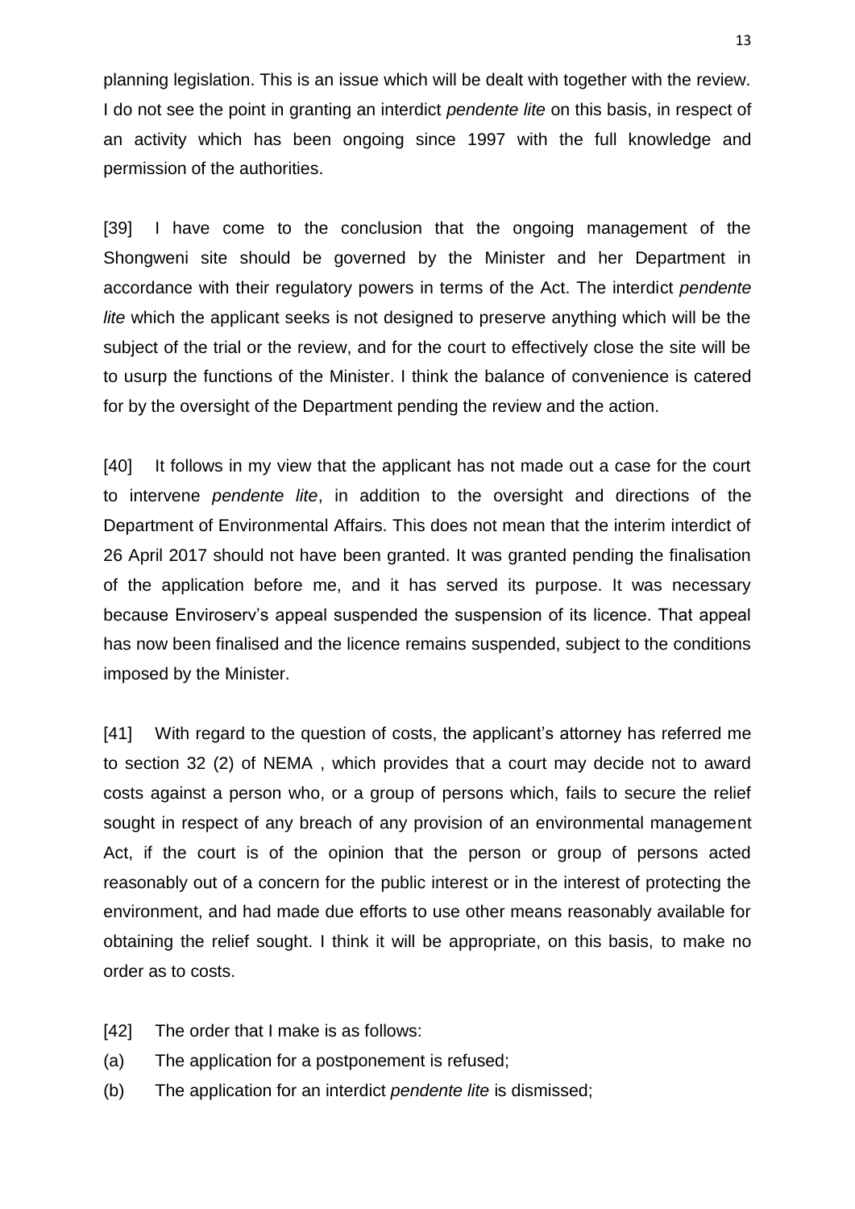planning legislation. This is an issue which will be dealt with together with the review. I do not see the point in granting an interdict *pendente lite* on this basis, in respect of an activity which has been ongoing since 1997 with the full knowledge and permission of the authorities.

[39] I have come to the conclusion that the ongoing management of the Shongweni site should be governed by the Minister and her Department in accordance with their regulatory powers in terms of the Act. The interdict *pendente lite* which the applicant seeks is not designed to preserve anything which will be the subject of the trial or the review, and for the court to effectively close the site will be to usurp the functions of the Minister. I think the balance of convenience is catered for by the oversight of the Department pending the review and the action.

[40] It follows in my view that the applicant has not made out a case for the court to intervene *pendente lite*, in addition to the oversight and directions of the Department of Environmental Affairs. This does not mean that the interim interdict of 26 April 2017 should not have been granted. It was granted pending the finalisation of the application before me, and it has served its purpose. It was necessary because Enviroserv's appeal suspended the suspension of its licence. That appeal has now been finalised and the licence remains suspended, subject to the conditions imposed by the Minister.

[41] With regard to the question of costs, the applicant's attorney has referred me to section 32 (2) of NEMA , which provides that a court may decide not to award costs against a person who, or a group of persons which, fails to secure the relief sought in respect of any breach of any provision of an environmental management Act, if the court is of the opinion that the person or group of persons acted reasonably out of a concern for the public interest or in the interest of protecting the environment, and had made due efforts to use other means reasonably available for obtaining the relief sought. I think it will be appropriate, on this basis, to make no order as to costs.

[42] The order that I make is as follows:

(a) The application for a postponement is refused;

(b) The application for an interdict *pendente lite* is dismissed;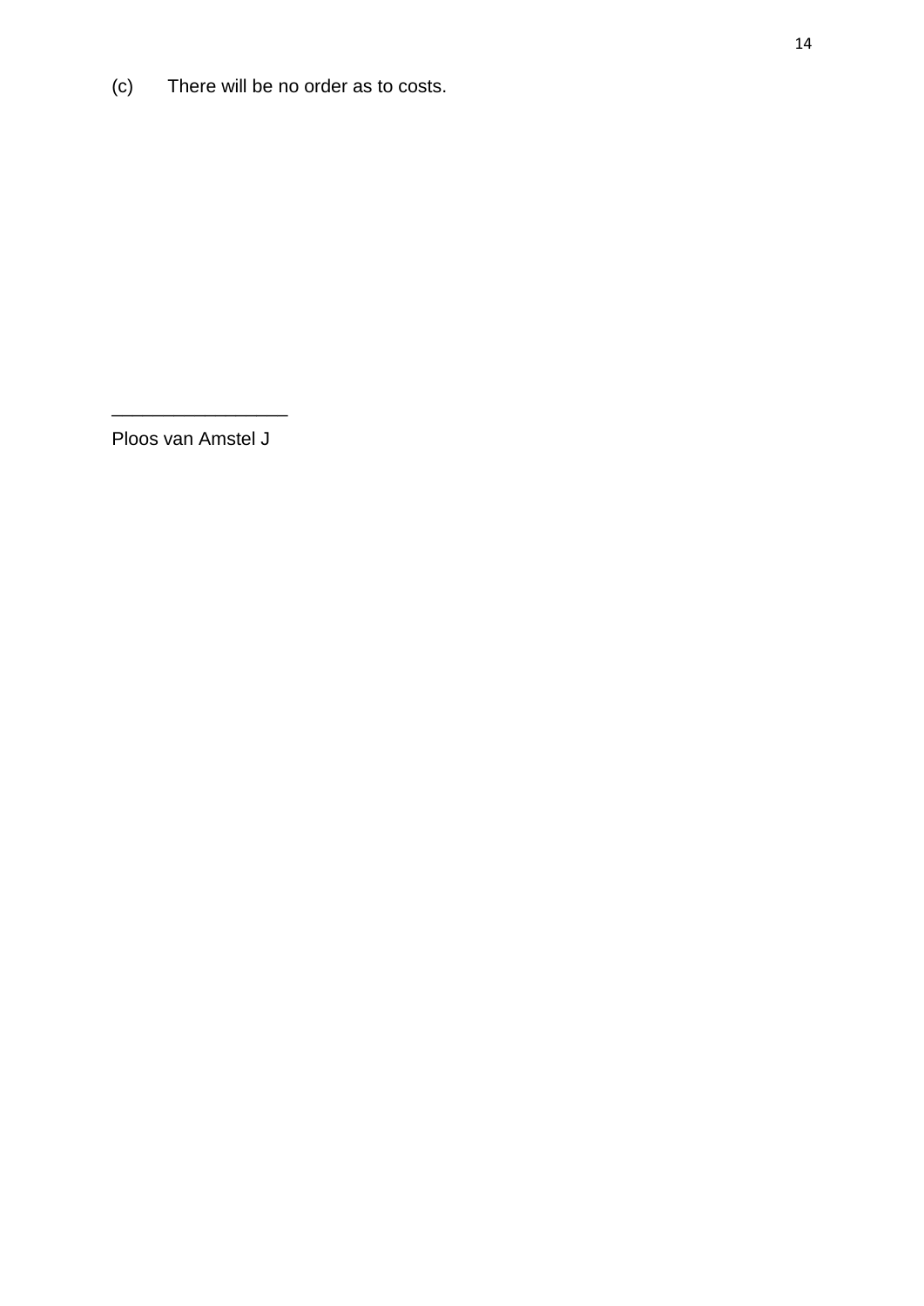(c) There will be no order as to costs.

\_\_\_\_\_\_\_\_\_\_\_\_\_\_\_\_\_

Ploos van Amstel J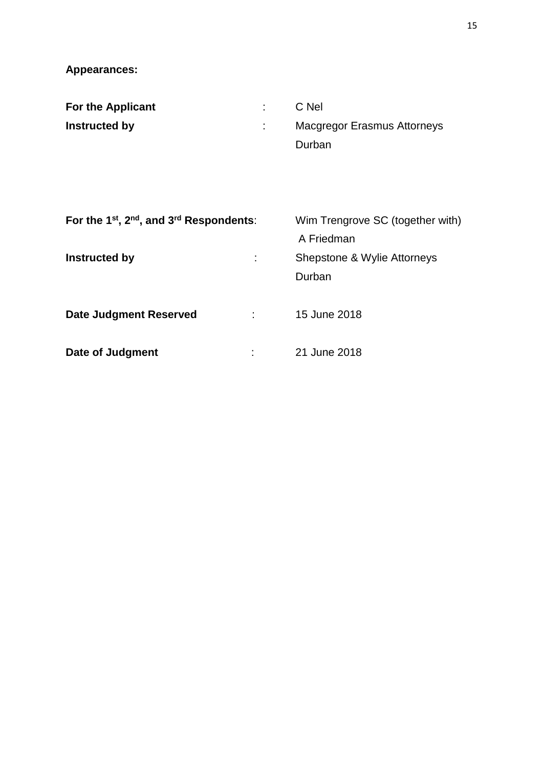**Appearances:**

| | | |
|---|---|---|
| **For the Applicant** | : | C Nel |
| **Instructed by** | : | Macgregor Erasmus Attorneys<br>Durban |
| **For the 1st, 2nd, and 3rd Respondents** | : | Wim Trengrove SC (together with)<br>A Friedman |
| **Instructed by** | : | Shepstone & Wylie Attorneys<br>Durban |
| **Date Judgment Reserved** | : | 15 June 2018 |
| **Date of Judgment** | : | 21 June 2018 |